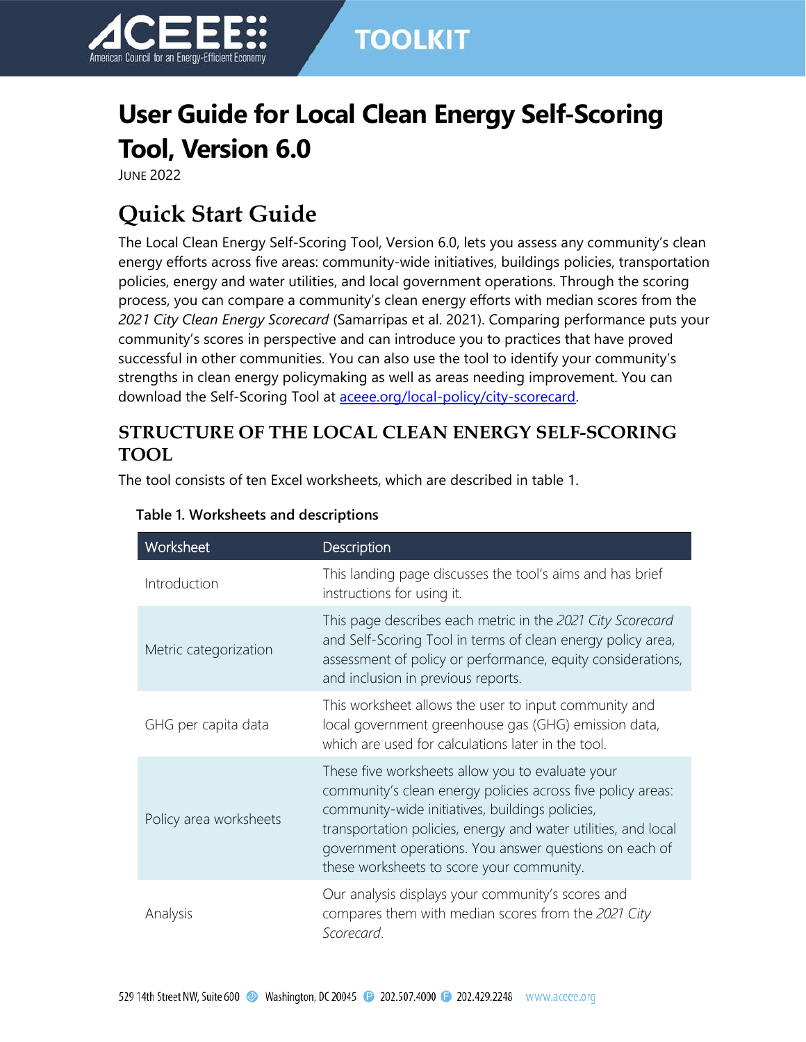# User Guide for Local Clean Energy Self-Scoring Tool, Version 6.0

JUNE 2022

## Quick Start Guide

The Local Clean Energy Self-Scoring Tool, Version 6.0, lets you assess any community's clean energy efforts across five areas: community-wide initiatives, buildings policies, transportation policies, energy and water utilities, and local government operations. Through the scoring process, you can compare a community's clean energy efforts with median scores from the *2021 City Clean Energy Scorecard* (Samarripas et al. 2021). Comparing performance puts your community's scores in perspective and can introduce you to practices that have proved successful in other communities. You can also use the tool to identify your community's strengths in clean energy policymaking as well as areas needing improvement. You can download the Self-Scoring Tool at [aceee.org/local-policy/city-scorecard](aceee.org/local-policy/city-scorecard).

### STRUCTURE OF THE LOCAL CLEAN ENERGY SELF-SCORING TOOL

The tool consists of ten Excel worksheets, which are described in table 1.

**Table 1. Worksheets and descriptions**

| Worksheet | Description |
|---|---|
| Introduction | This landing page discusses the tool's aims and has brief instructions for using it. |
| Metric categorization | This page describes each metric in the *2021 City Scorecard* and Self-Scoring Tool in terms of clean energy policy area, assessment of policy or performance, equity considerations, and inclusion in previous reports. |
| GHG per capita data | This worksheet allows the user to input community and local government greenhouse gas (GHG) emission data, which are used for calculations later in the tool. |
| Policy area worksheets | These five worksheets allow you to evaluate your community's clean energy policies across five policy areas: community-wide initiatives, buildings policies, transportation policies, energy and water utilities, and local government operations. You answer questions on each of these worksheets to score your community. |
| Analysis | Our analysis displays your community's scores and compares them with median scores from the *2021 City Scorecard*. |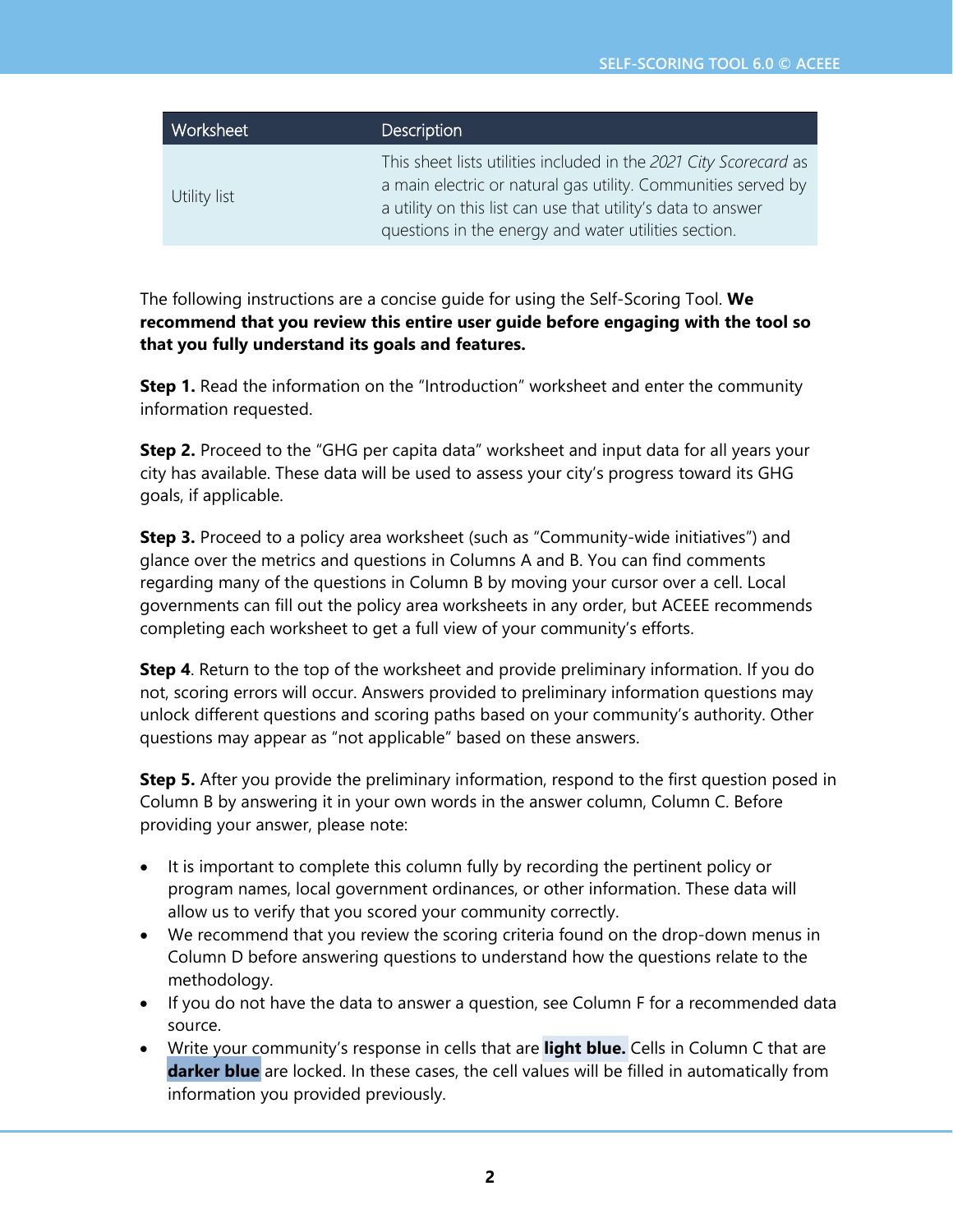| Worksheet | Description |
| --- | --- |
| Utility list | This sheet lists utilities included in the *2021 City Scorecard* as a main electric or natural gas utility. Communities served by a utility on this list can use that utility's data to answer questions in the energy and water utilities section. |

The following instructions are a concise guide for using the Self-Scoring Tool. **We recommend that you review this entire user guide before engaging with the tool so that you fully understand its goals and features.**

**Step 1.** Read the information on the "Introduction" worksheet and enter the community information requested.

**Step 2.** Proceed to the "GHG per capita data" worksheet and input data for all years your city has available. These data will be used to assess your city's progress toward its GHG goals, if applicable.

**Step 3.** Proceed to a policy area worksheet (such as "Community-wide initiatives") and glance over the metrics and questions in Columns A and B. You can find comments regarding many of the questions in Column B by moving your cursor over a cell. Local governments can fill out the policy area worksheets in any order, but ACEEE recommends completing each worksheet to get a full view of your community's efforts.

**Step 4**. Return to the top of the worksheet and provide preliminary information. If you do not, scoring errors will occur. Answers provided to preliminary information questions may unlock different questions and scoring paths based on your community's authority. Other questions may appear as "not applicable" based on these answers.

**Step 5.** After you provide the preliminary information, respond to the first question posed in Column B by answering it in your own words in the answer column, Column C. Before providing your answer, please note:

- It is important to complete this column fully by recording the pertinent policy or program names, local government ordinances, or other information. These data will allow us to verify that you scored your community correctly.
- We recommend that you review the scoring criteria found on the drop-down menus in Column D before answering questions to understand how the questions relate to the methodology.
- If you do not have the data to answer a question, see Column F for a recommended data source.
- Write your community's response in cells that are **light blue.** Cells in Column C that are **darker blue** are locked. In these cases, the cell values will be filled in automatically from information you provided previously.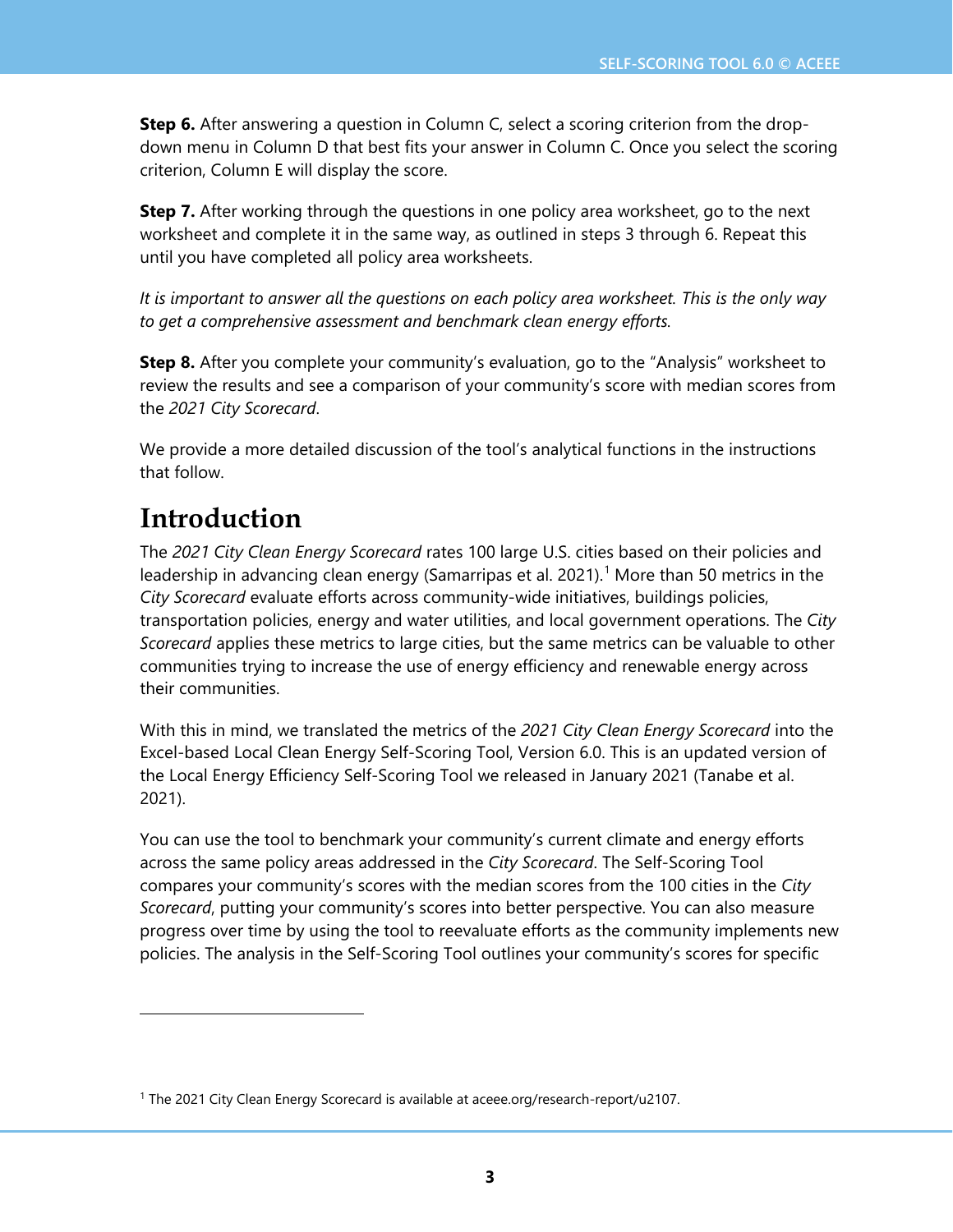**Step 6.** After answering a question in Column C, select a scoring criterion from the drop-down menu in Column D that best fits your answer in Column C. Once you select the scoring criterion, Column E will display the score.

**Step 7.** After working through the questions in one policy area worksheet, go to the next worksheet and complete it in the same way, as outlined in steps 3 through 6. Repeat this until you have completed all policy area worksheets.

*It is important to answer all the questions on each policy area worksheet. This is the only way to get a comprehensive assessment and benchmark clean energy efforts.*

**Step 8.** After you complete your community's evaluation, go to the "Analysis" worksheet to review the results and see a comparison of your community's score with median scores from the *2021 City Scorecard*.

We provide a more detailed discussion of the tool's analytical functions in the instructions that follow.

# Introduction

The *2021 City Clean Energy Scorecard* rates 100 large U.S. cities based on their policies and leadership in advancing clean energy (Samarripas et al. 2021).[1] More than 50 metrics in the *City Scorecard* evaluate efforts across community-wide initiatives, buildings policies, transportation policies, energy and water utilities, and local government operations. The *City Scorecard* applies these metrics to large cities, but the same metrics can be valuable to other communities trying to increase the use of energy efficiency and renewable energy across their communities.

With this in mind, we translated the metrics of the *2021 City Clean Energy Scorecard* into the Excel-based Local Clean Energy Self-Scoring Tool, Version 6.0. This is an updated version of the Local Energy Efficiency Self-Scoring Tool we released in January 2021 (Tanabe et al. 2021).

You can use the tool to benchmark your community's current climate and energy efforts across the same policy areas addressed in the *City Scorecard*. The Self-Scoring Tool compares your community's scores with the median scores from the 100 cities in the *City Scorecard*, putting your community's scores into better perspective. You can also measure progress over time by using the tool to reevaluate efforts as the community implements new policies. The analysis in the Self-Scoring Tool outlines your community's scores for specific

[1] The 2021 City Clean Energy Scorecard is available at aceee.org/research-report/u2107.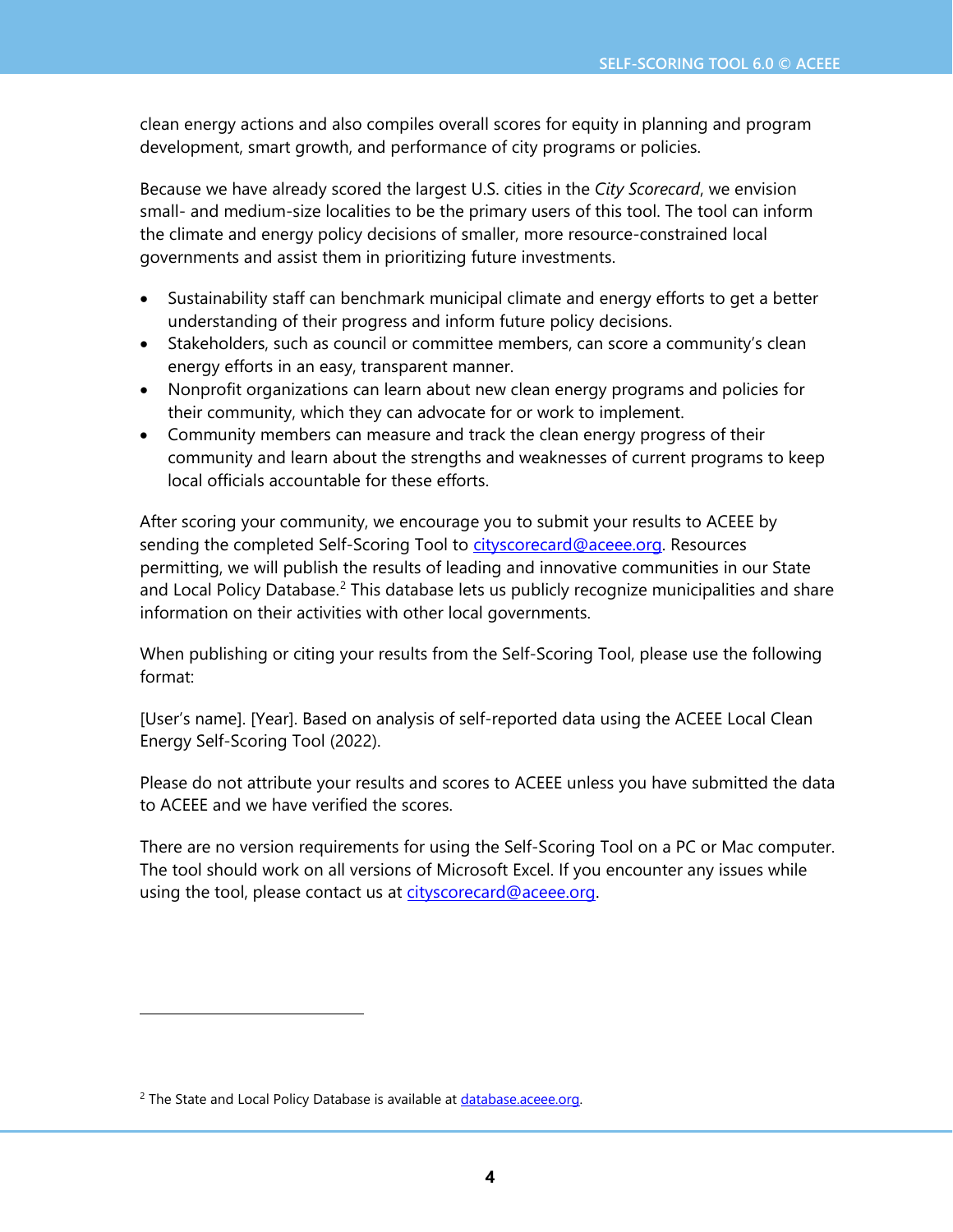clean energy actions and also compiles overall scores for equity in planning and program development, smart growth, and performance of city programs or policies.

Because we have already scored the largest U.S. cities in the *City Scorecard*, we envision small- and medium-size localities to be the primary users of this tool. The tool can inform the climate and energy policy decisions of smaller, more resource-constrained local governments and assist them in prioritizing future investments.

- Sustainability staff can benchmark municipal climate and energy efforts to get a better understanding of their progress and inform future policy decisions.
- Stakeholders, such as council or committee members, can score a community's clean energy efforts in an easy, transparent manner.
- Nonprofit organizations can learn about new clean energy programs and policies for their community, which they can advocate for or work to implement.
- Community members can measure and track the clean energy progress of their community and learn about the strengths and weaknesses of current programs to keep local officials accountable for these efforts.

After scoring your community, we encourage you to submit your results to ACEEE by sending the completed Self-Scoring Tool to cityscorecard@aceee.org. Resources permitting, we will publish the results of leading and innovative communities in our State and Local Policy Database.[2] This database lets us publicly recognize municipalities and share information on their activities with other local governments.

When publishing or citing your results from the Self-Scoring Tool, please use the following format:

[User's name]. [Year]. Based on analysis of self-reported data using the ACEEE Local Clean Energy Self-Scoring Tool (2022).

Please do not attribute your results and scores to ACEEE unless you have submitted the data to ACEEE and we have verified the scores.

There are no version requirements for using the Self-Scoring Tool on a PC or Mac computer. The tool should work on all versions of Microsoft Excel. If you encounter any issues while using the tool, please contact us at cityscorecard@aceee.org.

---

[2] The State and Local Policy Database is available at database.aceee.org.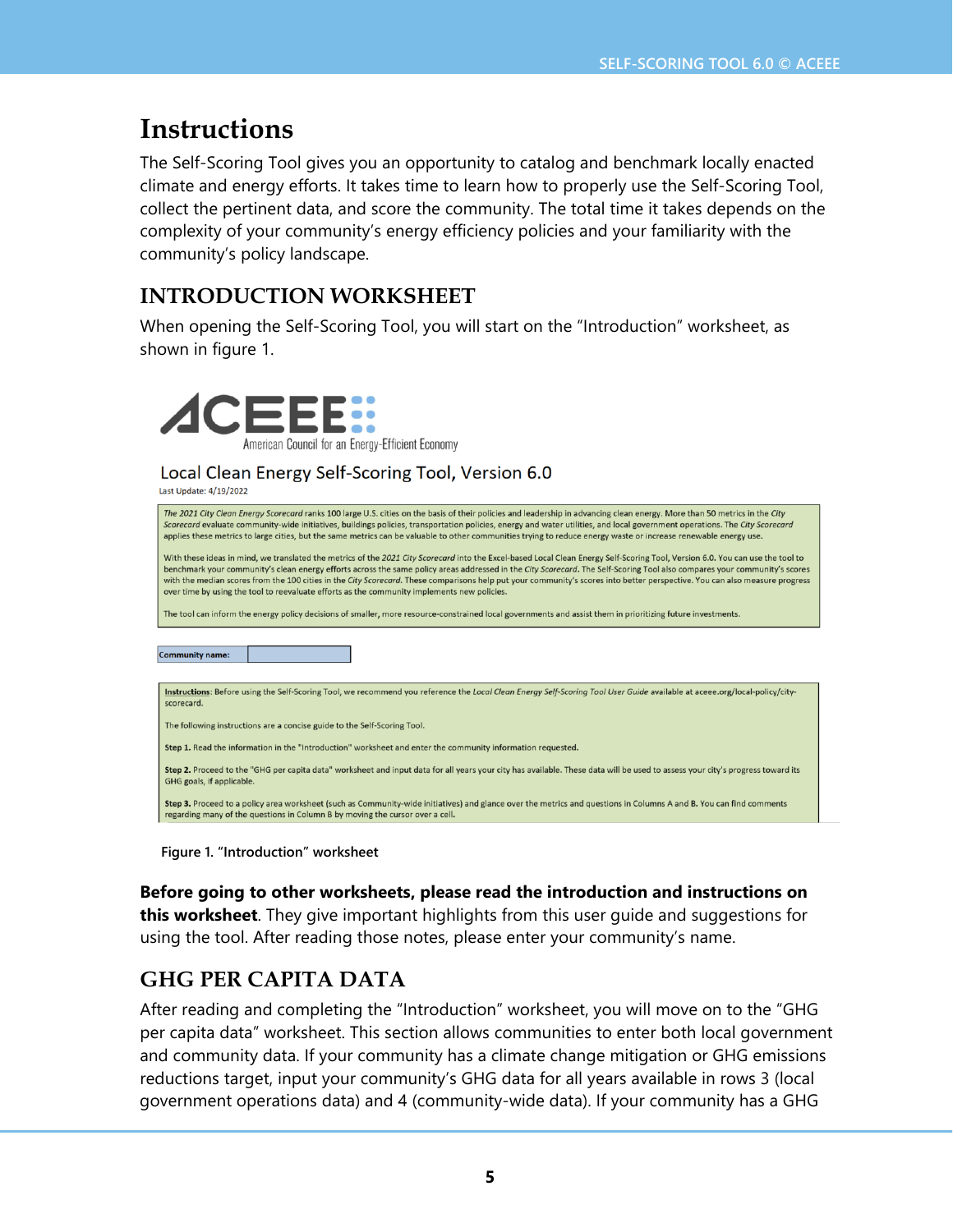# Instructions

The Self-Scoring Tool gives you an opportunity to catalog and benchmark locally enacted climate and energy efforts. It takes time to learn how to properly use the Self-Scoring Tool, collect the pertinent data, and score the community. The total time it takes depends on the complexity of your community's energy efficiency policies and your familiarity with the community's policy landscape.

## INTRODUCTION WORKSHEET

When opening the Self-Scoring Tool, you will start on the "Introduction" worksheet, as shown in figure 1.

ACEEE
American Council for an Energy-Efficient Economy

Local Clean Energy Self-Scoring Tool, Version 6.0
Last Update: 4/19/2022

*The 2021 City Clean Energy Scorecard* ranks 100 large U.S. cities on the basis of their policies and leadership in advancing clean energy. More than 50 metrics in the *City Scorecard* evaluate community-wide initiatives, buildings policies, transportation policies, energy and water utilities, and local government operations. The *City Scorecard* applies these metrics to large cities, but the same metrics can be valuable to other communities trying to reduce energy waste or increase renewable energy use.

With these ideas in mind, we translated the metrics of the *2021 City Scorecard* into the Excel-based Local Clean Energy Self-Scoring Tool, Version 6.0. You can use the tool to benchmark your community's clean energy efforts across the same policy areas addressed in the *City Scorecard*. The Self-Scoring Tool also compares your community's scores with the median scores from the 100 cities in the *City Scorecard*. These comparisons help put your community's scores into better perspective. You can also measure progress over time by using the tool to reevaluate efforts as the community implements new policies.

The tool can inform the energy policy decisions of smaller, more resource-constrained local governments and assist them in prioritizing future investments.

Community name:

Instructions: Before using the Self-Scoring Tool, we recommend you reference the *Local Clean Energy Self-Scoring Tool User Guide* available at aceee.org/local-policy/city-scorecard.

The following instructions are a concise guide to the Self-Scoring Tool.

Step 1. Read the information in the "Introduction" worksheet and enter the community information requested.

Step 2. Proceed to the "GHG per capita data" worksheet and input data for all years your city has available. These data will be used to assess your city's progress toward its GHG goals, if applicable.

Step 3. Proceed to a policy area worksheet (such as Community-wide initiatives) and glance over the metrics and questions in Columns A and B. You can find comments regarding many of the questions in Column B by moving the cursor over a cell.

Figure 1. "Introduction" worksheet

**Before going to other worksheets, please read the introduction and instructions on this worksheet**. They give important highlights from this user guide and suggestions for using the tool. After reading those notes, please enter your community's name.

## GHG PER CAPITA DATA

After reading and completing the "Introduction" worksheet, you will move on to the "GHG per capita data" worksheet. This section allows communities to enter both local government and community data. If your community has a climate change mitigation or GHG emissions reductions target, input your community's GHG data for all years available in rows 3 (local government operations data) and 4 (community-wide data). If your community has a GHG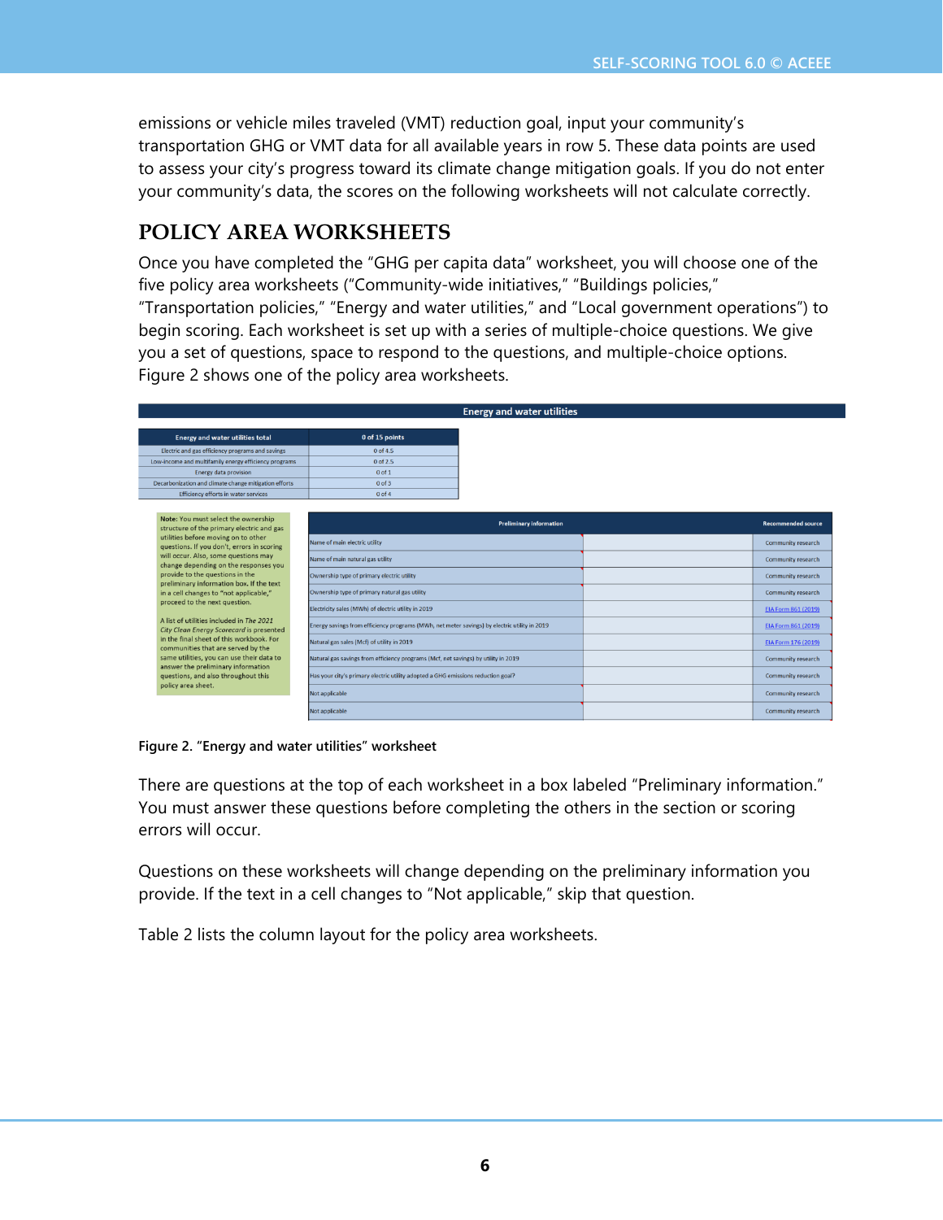emissions or vehicle miles traveled (VMT) reduction goal, input your community's transportation GHG or VMT data for all available years in row 5. These data points are used to assess your city's progress toward its climate change mitigation goals. If you do not enter your community's data, the scores on the following worksheets will not calculate correctly.

## POLICY AREA WORKSHEETS

Once you have completed the "GHG per capita data" worksheet, you will choose one of the five policy area worksheets ("Community-wide initiatives," "Buildings policies," "Transportation policies," "Energy and water utilities," and "Local government operations") to begin scoring. Each worksheet is set up with a series of multiple-choice questions. We give you a set of questions, space to respond to the questions, and multiple-choice options. Figure 2 shows one of the policy area worksheets.

**Energy and water utilities**

| Energy and water utilities total | 0 of 15 points |
|---|---|
| Electric and gas efficiency programs and savings | 0 of 4.5 |
| Low-income and multifamily energy efficiency programs | 0 of 2.5 |
| Energy data provision | 0 of 1 |
| Decarbonization and climate change mitigation efforts | 0 of 3 |
| Efficiency efforts in water services | 0 of 4 |

Note: You must select the ownership structure of the primary electric and gas utilities before moving on to other questions. If you don't, errors in scoring will occur. Also, some questions may change depending on the responses you provide to the questions in the preliminary information box. If the text in a cell changes to "not applicable," proceed to the next question.

A list of utilities included in *The 2021 City Clean Energy Scorecard* is presented in the final sheet of this workbook. For communities that are served by the same utilities, you can use their data to answer the preliminary information questions, and also throughout this policy area sheet.

| Preliminary information | | Recommended source |
|---|---|---|
| Name of main electric utility | | Community research |
| Name of main natural gas utility | | Community research |
| Ownership type of primary electric utility | | Community research |
| Ownership type of primary natural gas utility | | Community research |
| Electricity sales (MWh) of electric utility in 2019 | | EIA Form 861 (2019) |
| Energy savings from efficiency programs (MWh, net meter savings) by electric utility in 2019 | | EIA Form 861 (2019) |
| Natural gas sales (Mcf) of utility in 2019 | | EIA Form 176 (2019) |
| Natural gas savings from efficiency programs (Mcf, net savings) by utility in 2019 | | Community research |
| Has your city's primary electric utility adopted a GHG emissions reduction goal? | | Community research |
| Not applicable | | Community research |
| Not applicable | | Community research |

**Figure 2. "Energy and water utilities" worksheet**

There are questions at the top of each worksheet in a box labeled "Preliminary information." You must answer these questions before completing the others in the section or scoring errors will occur.

Questions on these worksheets will change depending on the preliminary information you provide. If the text in a cell changes to "Not applicable," skip that question.

Table 2 lists the column layout for the policy area worksheets.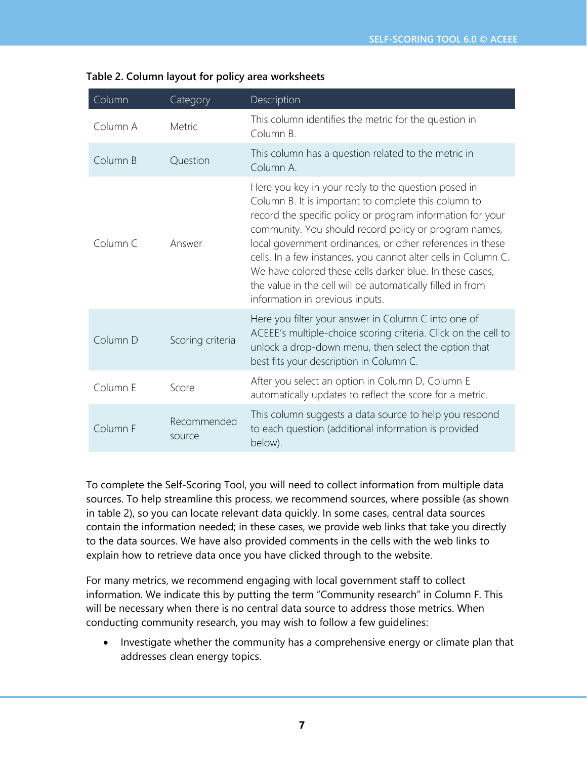**Table 2. Column layout for policy area worksheets**

| Column | Category | Description |
| --- | --- | --- |
| Column A | Metric | This column identifies the metric for the question in Column B. |
| Column B | Question | This column has a question related to the metric in Column A. |
| Column C | Answer | Here you key in your reply to the question posed in Column B. It is important to complete this column to record the specific policy or program information for your community. You should record policy or program names, local government ordinances, or other references in these cells. In a few instances, you cannot alter cells in Column C. We have colored these cells darker blue. In these cases, the value in the cell will be automatically filled in from information in previous inputs. |
| Column D | Scoring criteria | Here you filter your answer in Column C into one of ACEEE's multiple-choice scoring criteria. Click on the cell to unlock a drop-down menu, then select the option that best fits your description in Column C. |
| Column E | Score | After you select an option in Column D, Column E automatically updates to reflect the score for a metric. |
| Column F | Recommended source | This column suggests a data source to help you respond to each question (additional information is provided below). |

To complete the Self-Scoring Tool, you will need to collect information from multiple data sources. To help streamline this process, we recommend sources, where possible (as shown in table 2), so you can locate relevant data quickly. In some cases, central data sources contain the information needed; in these cases, we provide web links that take you directly to the data sources. We have also provided comments in the cells with the web links to explain how to retrieve data once you have clicked through to the website.

For many metrics, we recommend engaging with local government staff to collect information. We indicate this by putting the term "Community research" in Column F. This will be necessary when there is no central data source to address those metrics. When conducting community research, you may wish to follow a few guidelines:

- Investigate whether the community has a comprehensive energy or climate plan that addresses clean energy topics.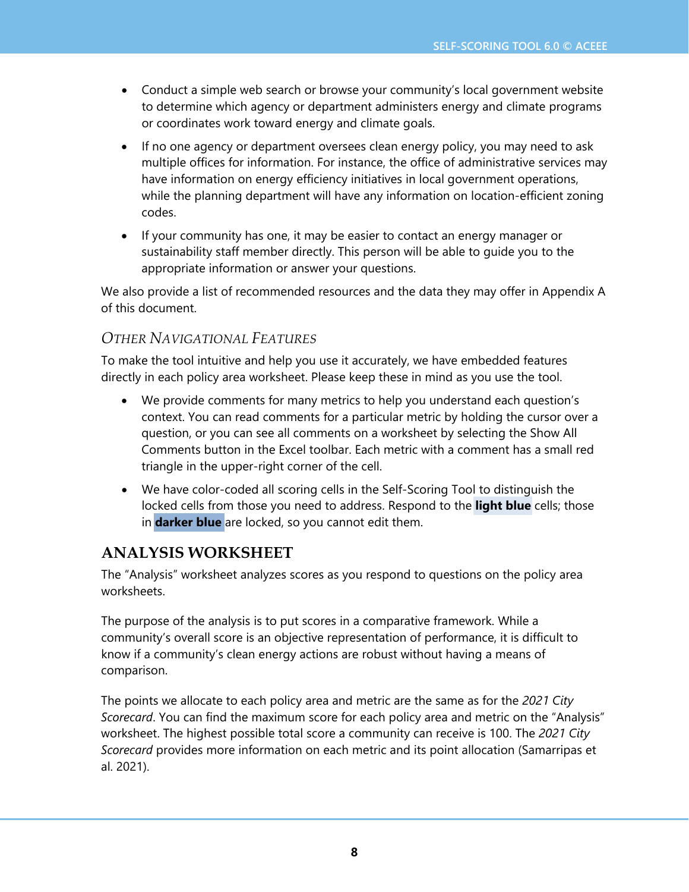- Conduct a simple web search or browse your community's local government website to determine which agency or department administers energy and climate programs or coordinates work toward energy and climate goals.
- If no one agency or department oversees clean energy policy, you may need to ask multiple offices for information. For instance, the office of administrative services may have information on energy efficiency initiatives in local government operations, while the planning department will have any information on location-efficient zoning codes.
- If your community has one, it may be easier to contact an energy manager or sustainability staff member directly. This person will be able to guide you to the appropriate information or answer your questions.

We also provide a list of recommended resources and the data they may offer in Appendix A of this document.

### *Other Navigational Features*

To make the tool intuitive and help you use it accurately, we have embedded features directly in each policy area worksheet. Please keep these in mind as you use the tool.

- We provide comments for many metrics to help you understand each question's context. You can read comments for a particular metric by holding the cursor over a question, or you can see all comments on a worksheet by selecting the Show All Comments button in the Excel toolbar. Each metric with a comment has a small red triangle in the upper-right corner of the cell.
- We have color-coded all scoring cells in the Self-Scoring Tool to distinguish the locked cells from those you need to address. Respond to the **light blue** cells; those in **darker blue** are locked, so you cannot edit them.

## ANALYSIS WORKSHEET

The "Analysis" worksheet analyzes scores as you respond to questions on the policy area worksheets.

The purpose of the analysis is to put scores in a comparative framework. While a community's overall score is an objective representation of performance, it is difficult to know if a community's clean energy actions are robust without having a means of comparison.

The points we allocate to each policy area and metric are the same as for the *2021 City Scorecard*. You can find the maximum score for each policy area and metric on the "Analysis" worksheet. The highest possible total score a community can receive is 100. The *2021 City Scorecard* provides more information on each metric and its point allocation (Samarripas et al. 2021).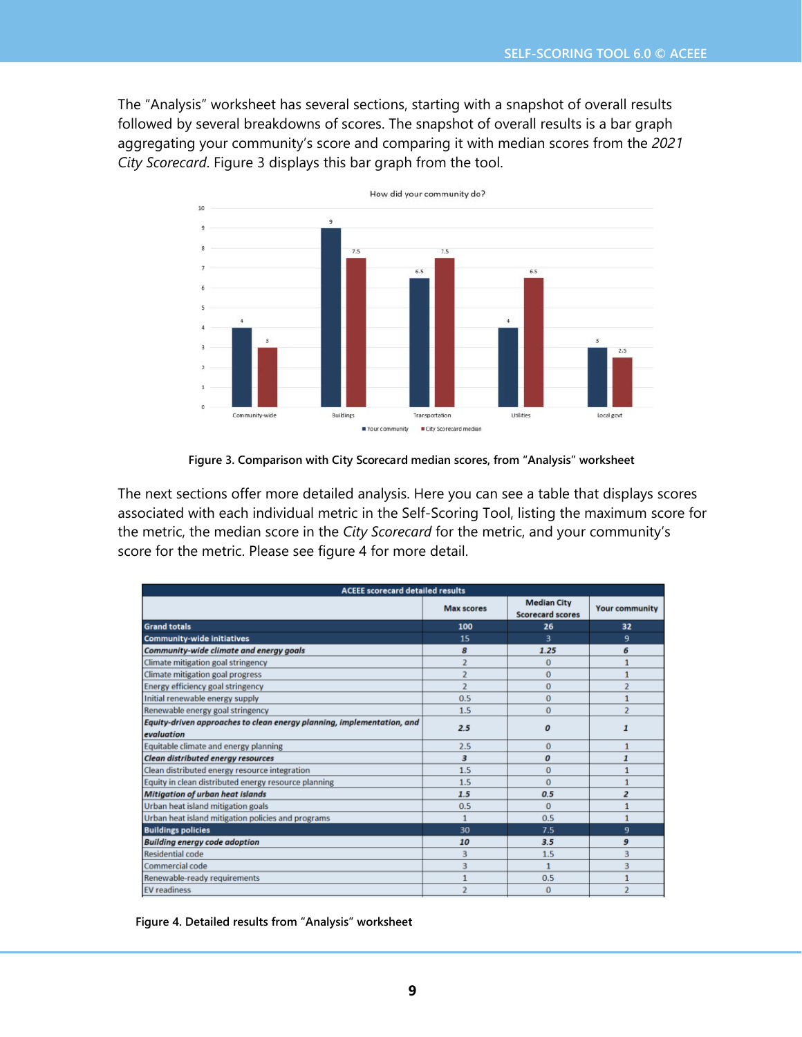The "Analysis" worksheet has several sections, starting with a snapshot of overall results followed by several breakdowns of scores. The snapshot of overall results is a bar graph aggregating your community's score and comparing it with median scores from the *2021 City Scorecard*. Figure 3 displays this bar graph from the tool.

How did your community do?

| | Community-wide | Buildings | Transportation | Utilities | Local govt |
|---|---|---|---|---|---|
| Your community | 4 | 9 | 6.5 | 4 | 3 |
| City Scorecard median | 3 | 7.5 | 7.5 | 6.5 | 2.5 |

**Figure 3. Comparison with City Scorecard median scores, from "Analysis" worksheet**

The next sections offer more detailed analysis. Here you can see a table that displays scores associated with each individual metric in the Self-Scoring Tool, listing the maximum score for the metric, the median score in the *City Scorecard* for the metric, and your community's score for the metric. Please see figure 4 for more detail.

| ACEEE scorecard detailed results | Max scores | Median City Scorecard scores | Your community |
|---|---|---|---|
| **Grand totals** | **100** | **26** | **32** |
| **Community-wide initiatives** | 15 | 3 | 9 |
| ***Community-wide climate and energy goals*** | ***8*** | ***1.25*** | ***6*** |
| Climate mitigation goal stringency | 2 | 0 | 1 |
| Climate mitigation goal progress | 2 | 0 | 1 |
| Energy efficiency goal stringency | 2 | 0 | 2 |
| Initial renewable energy supply | 0.5 | 0 | 1 |
| Renewable energy goal stringency | 1.5 | 0 | 2 |
| ***Equity-driven approaches to clean energy planning, implementation, and evaluation*** | ***2.5*** | ***0*** | ***1*** |
| Equitable climate and energy planning | 2.5 | 0 | 1 |
| ***Clean distributed energy resources*** | ***3*** | ***0*** | ***1*** |
| Clean distributed energy resource integration | 1.5 | 0 | 1 |
| Equity in clean distributed energy resource planning | 1.5 | 0 | 1 |
| ***Mitigation of urban heat islands*** | ***1.5*** | ***0.5*** | ***2*** |
| Urban heat island mitigation goals | 0.5 | 0 | 1 |
| Urban heat island mitigation policies and programs | 1 | 0.5 | 1 |
| **Buildings policies** | 30 | 7.5 | 9 |
| ***Building energy code adoption*** | ***10*** | ***3.5*** | ***9*** |
| Residential code | 3 | 1.5 | 3 |
| Commercial code | 3 | 1 | 3 |
| Renewable-ready requirements | 1 | 0.5 | 1 |
| EV readiness | 2 | 0 | 2 |

**Figure 4. Detailed results from "Analysis" worksheet**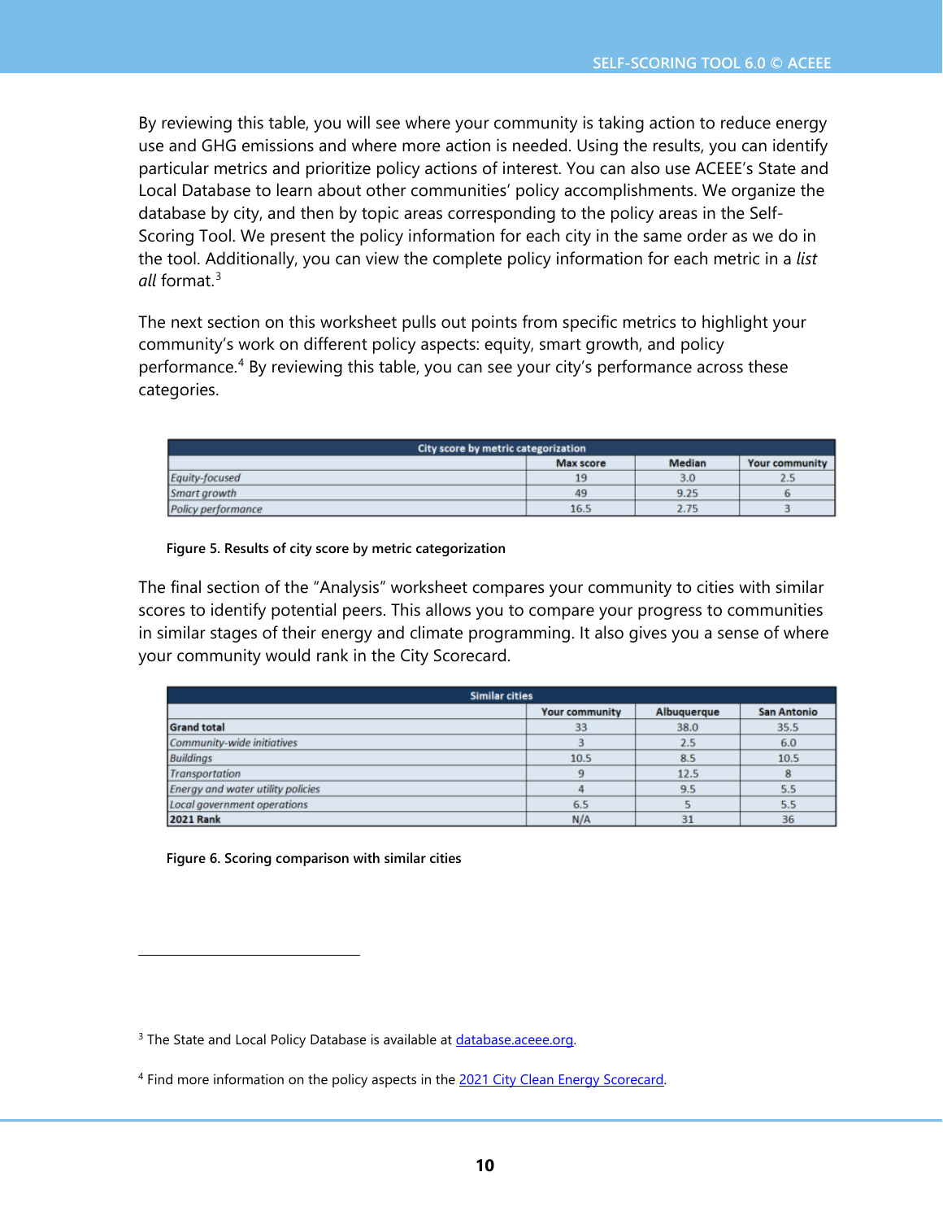By reviewing this table, you will see where your community is taking action to reduce energy use and GHG emissions and where more action is needed. Using the results, you can identify particular metrics and prioritize policy actions of interest. You can also use ACEEE's State and Local Database to learn about other communities' policy accomplishments. We organize the database by city, and then by topic areas corresponding to the policy areas in the Self-Scoring Tool. We present the policy information for each city in the same order as we do in the tool. Additionally, you can view the complete policy information for each metric in a *list all* format.[3]

The next section on this worksheet pulls out points from specific metrics to highlight your community's work on different policy aspects: equity, smart growth, and policy performance.[4] By reviewing this table, you can see your city's performance across these categories.

| City score by metric categorization | | | |
|---|---|---|---|
| | Max score | Median | Your community |
| *Equity-focused* | 19 | 3.0 | 2.5 |
| *Smart growth* | 49 | 9.25 | 6 |
| *Policy performance* | 16.5 | 2.75 | 3 |

**Figure 5. Results of city score by metric categorization**

The final section of the "Analysis" worksheet compares your community to cities with similar scores to identify potential peers. This allows you to compare your progress to communities in similar stages of their energy and climate programming. It also gives you a sense of where your community would rank in the City Scorecard.

| Similar cities | | | |
|---|---|---|---|
| | Your community | Albuquerque | San Antonio |
| **Grand total** | 33 | 38.0 | 35.5 |
| *Community-wide initiatives* | 3 | 2.5 | 6.0 |
| *Buildings* | 10.5 | 8.5 | 10.5 |
| *Transportation* | 9 | 12.5 | 8 |
| *Energy and water utility policies* | 4 | 9.5 | 5.5 |
| *Local government operations* | 6.5 | 5 | 5.5 |
| **2021 Rank** | N/A | 31 | 36 |

**Figure 6. Scoring comparison with similar cities**

[3] The State and Local Policy Database is available at database.aceee.org.

[4] Find more information on the policy aspects in the 2021 City Clean Energy Scorecard.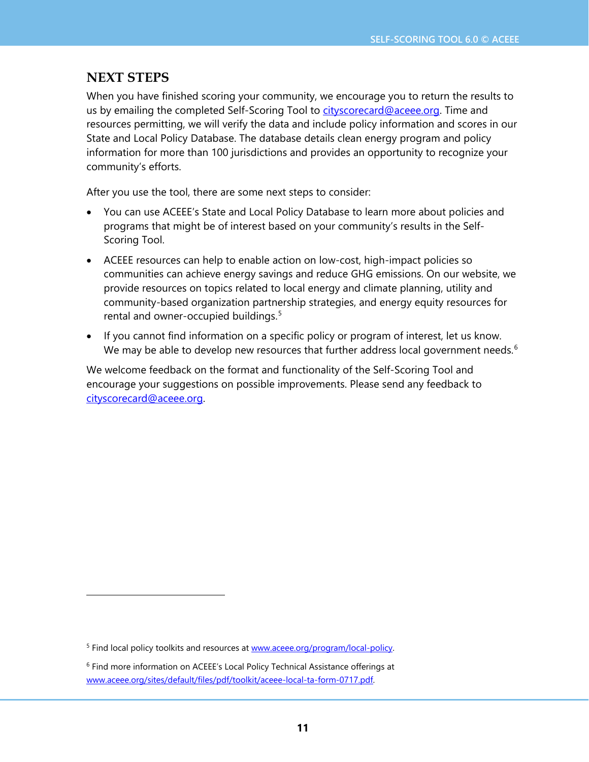## NEXT STEPS

When you have finished scoring your community, we encourage you to return the results to us by emailing the completed Self-Scoring Tool to cityscorecard@aceee.org. Time and resources permitting, we will verify the data and include policy information and scores in our State and Local Policy Database. The database details clean energy program and policy information for more than 100 jurisdictions and provides an opportunity to recognize your community's efforts.

After you use the tool, there are some next steps to consider:

- You can use ACEEE's State and Local Policy Database to learn more about policies and programs that might be of interest based on your community's results in the Self-Scoring Tool.
- ACEEE resources can help to enable action on low-cost, high-impact policies so communities can achieve energy savings and reduce GHG emissions. On our website, we provide resources on topics related to local energy and climate planning, utility and community-based organization partnership strategies, and energy equity resources for rental and owner-occupied buildings.[5]
- If you cannot find information on a specific policy or program of interest, let us know. We may be able to develop new resources that further address local government needs.[6]

We welcome feedback on the format and functionality of the Self-Scoring Tool and encourage your suggestions on possible improvements. Please send any feedback to cityscorecard@aceee.org.

---

[5] Find local policy toolkits and resources at www.aceee.org/program/local-policy.

[6] Find more information on ACEEE's Local Policy Technical Assistance offerings at www.aceee.org/sites/default/files/pdf/toolkit/aceee-local-ta-form-0717.pdf.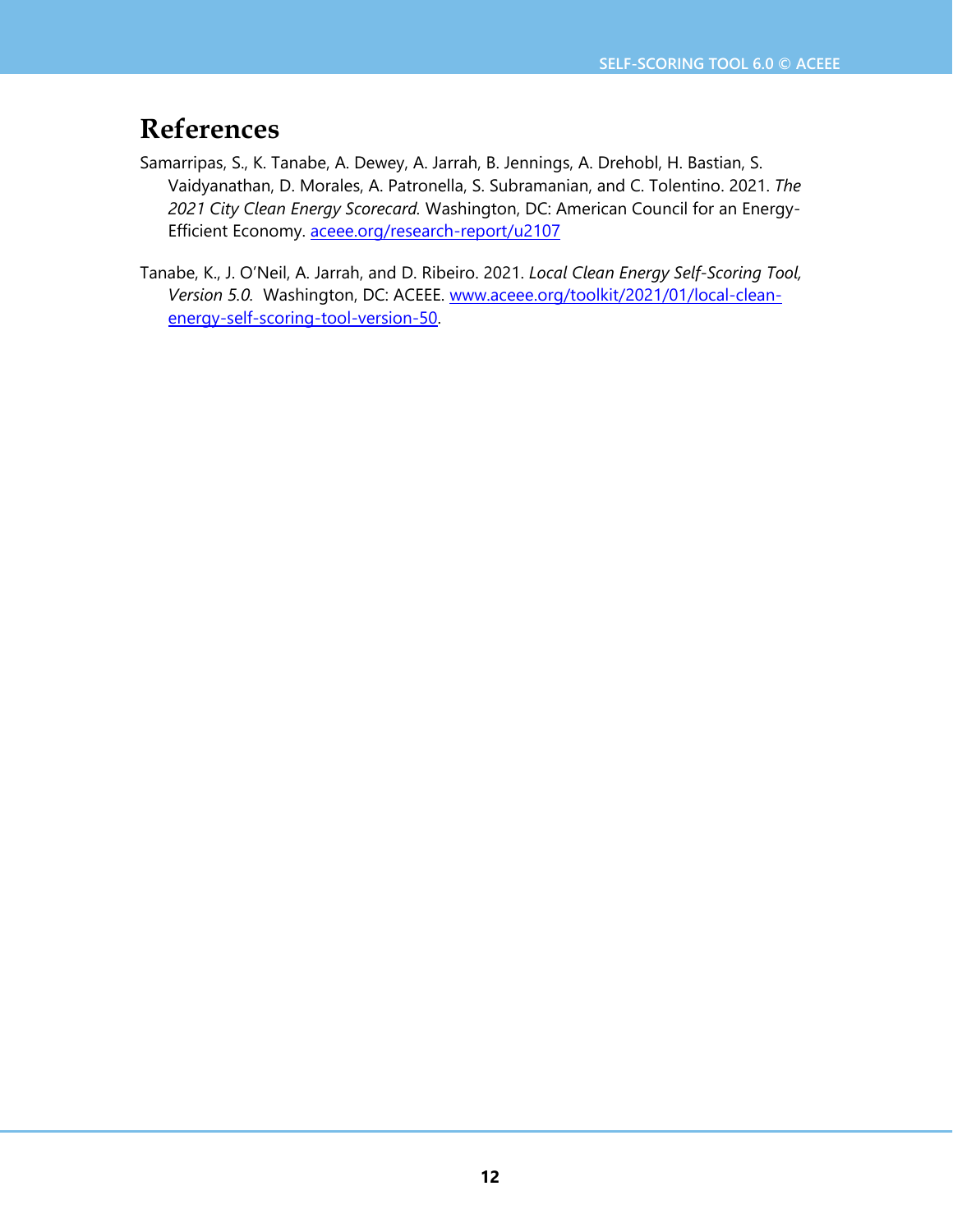# References

Samarripas, S., K. Tanabe, A. Dewey, A. Jarrah, B. Jennings, A. Drehobl, H. Bastian, S. Vaidyanathan, D. Morales, A. Patronella, S. Subramanian, and C. Tolentino. 2021. *The 2021 City Clean Energy Scorecard.* Washington, DC: American Council for an Energy-Efficient Economy. [aceee.org/research-report/u2107](https://aceee.org/research-report/u2107)

Tanabe, K., J. O'Neil, A. Jarrah, and D. Ribeiro. 2021. *Local Clean Energy Self-Scoring Tool, Version 5.0.* Washington, DC: ACEEE. [www.aceee.org/toolkit/2021/01/local-clean-energy-self-scoring-tool-version-50](https://www.aceee.org/toolkit/2021/01/local-clean-energy-self-scoring-tool-version-50).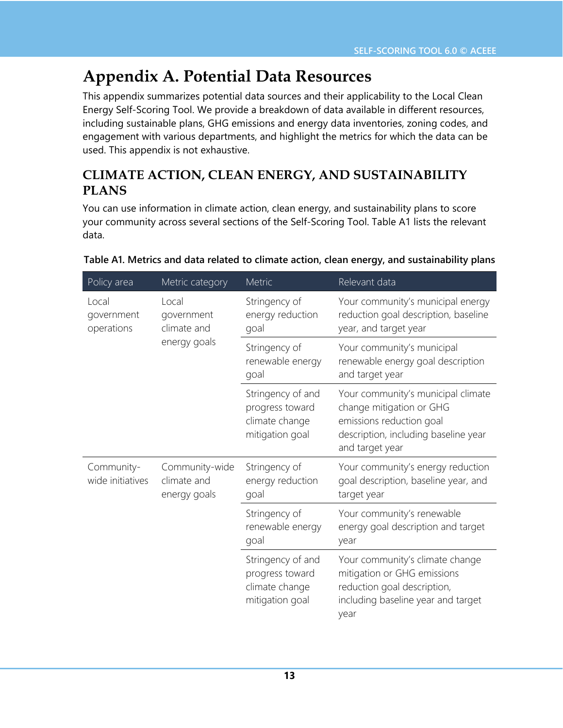# Appendix A. Potential Data Resources

This appendix summarizes potential data sources and their applicability to the Local Clean Energy Self-Scoring Tool. We provide a breakdown of data available in different resources, including sustainable plans, GHG emissions and energy data inventories, zoning codes, and engagement with various departments, and highlight the metrics for which the data can be used. This appendix is not exhaustive.

## CLIMATE ACTION, CLEAN ENERGY, AND SUSTAINABILITY PLANS

You can use information in climate action, clean energy, and sustainability plans to score your community across several sections of the Self-Scoring Tool. Table A1 lists the relevant data.

**Table A1. Metrics and data related to climate action, clean energy, and sustainability plans**

| Policy area | Metric category | Metric | Relevant data |
|---|---|---|---|
| Local government operations | Local government climate and energy goals | Stringency of energy reduction goal | Your community's municipal energy reduction goal description, baseline year, and target year |
| | | Stringency of renewable energy goal | Your community's municipal renewable energy goal description and target year |
| | | Stringency of and progress toward climate change mitigation goal | Your community's municipal climate change mitigation or GHG emissions reduction goal description, including baseline year and target year |
| Community-wide initiatives | Community-wide climate and energy goals | Stringency of energy reduction goal | Your community's energy reduction goal description, baseline year, and target year |
| | | Stringency of renewable energy goal | Your community's renewable energy goal description and target year |
| | | Stringency of and progress toward climate change mitigation goal | Your community's climate change mitigation or GHG emissions reduction goal description, including baseline year and target year |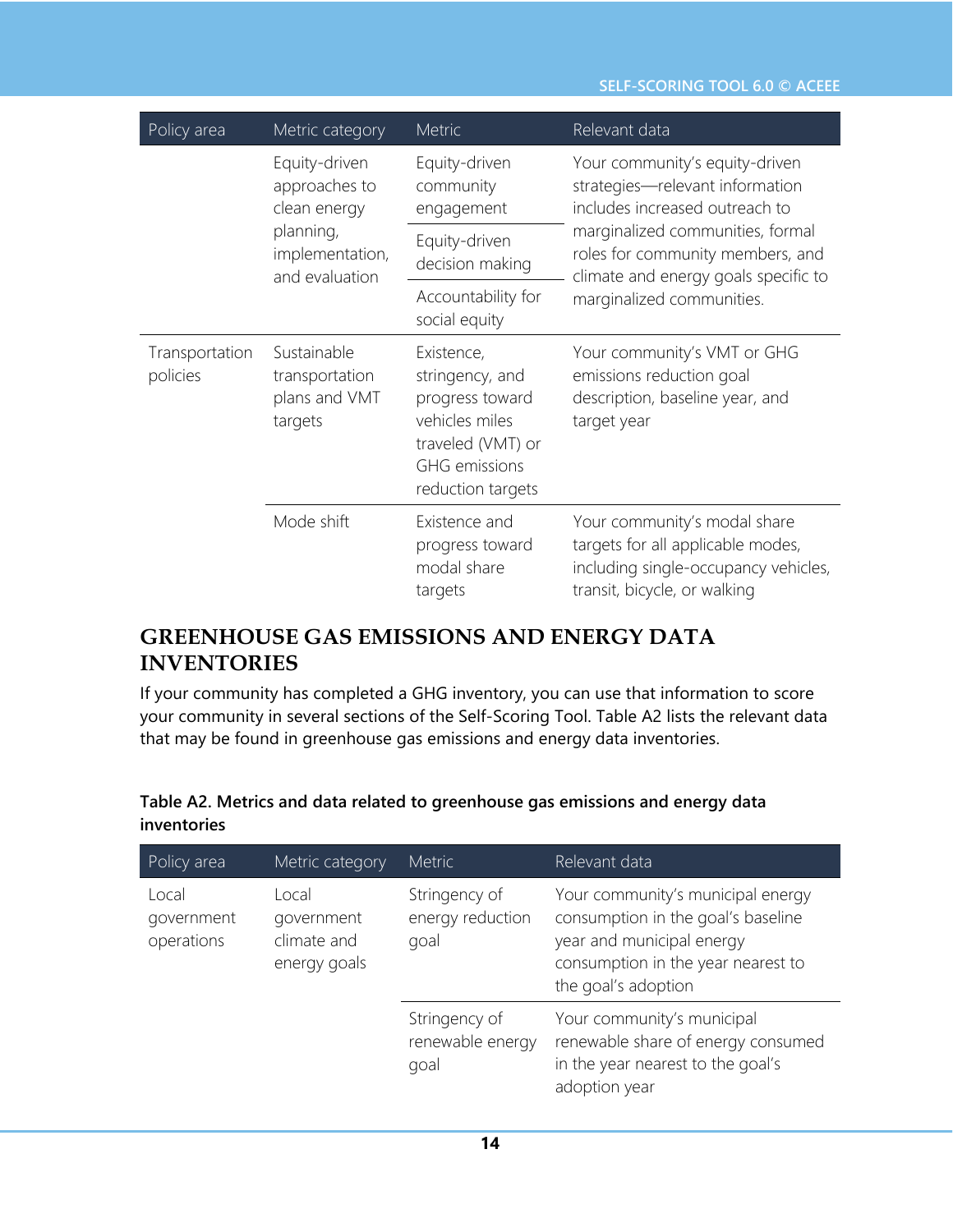| Policy area | Metric category | Metric | Relevant data |
| --- | --- | --- | --- |
| | Equity-driven approaches to clean energy planning, implementation, and evaluation | Equity-driven community engagement | Your community's equity-driven strategies—relevant information includes increased outreach to marginalized communities, formal roles for community members, and climate and energy goals specific to marginalized communities. |
| | | Equity-driven decision making | |
| | | Accountability for social equity | |
| Transportation policies | Sustainable transportation plans and VMT targets | Existence, stringency, and progress toward vehicles miles traveled (VMT) or GHG emissions reduction targets | Your community's VMT or GHG emissions reduction goal description, baseline year, and target year |
| | Mode shift | Existence and progress toward modal share targets | Your community's modal share targets for all applicable modes, including single-occupancy vehicles, transit, bicycle, or walking |

## GREENHOUSE GAS EMISSIONS AND ENERGY DATA INVENTORIES

If your community has completed a GHG inventory, you can use that information to score your community in several sections of the Self-Scoring Tool. Table A2 lists the relevant data that may be found in greenhouse gas emissions and energy data inventories.

**Table A2. Metrics and data related to greenhouse gas emissions and energy data inventories**

| Policy area | Metric category | Metric | Relevant data |
| --- | --- | --- | --- |
| Local government operations | Local government climate and energy goals | Stringency of energy reduction goal | Your community's municipal energy consumption in the goal's baseline year and municipal energy consumption in the year nearest to the goal's adoption |
| | | Stringency of renewable energy goal | Your community's municipal renewable share of energy consumed in the year nearest to the goal's adoption year |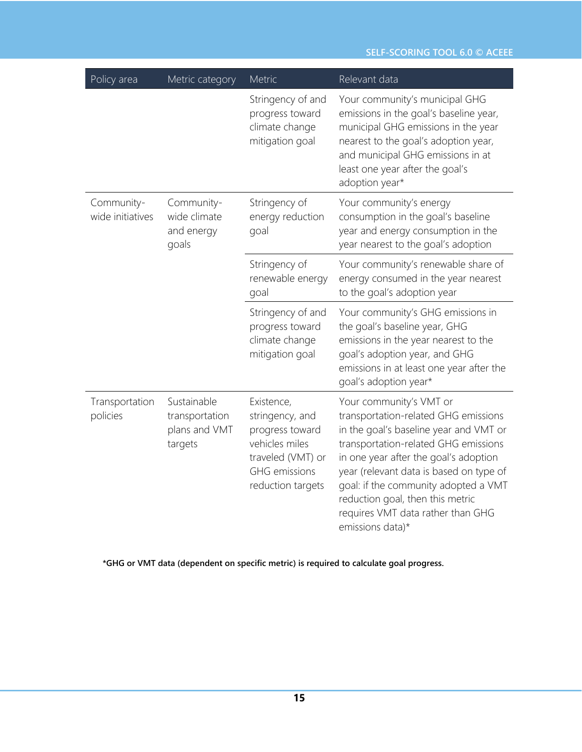| Policy area | Metric category | Metric | Relevant data |
|---|---|---|---|
| | | Stringency of and progress toward climate change mitigation goal | Your community's municipal GHG emissions in the goal's baseline year, municipal GHG emissions in the year nearest to the goal's adoption year, and municipal GHG emissions in at least one year after the goal's adoption year* |
| Community-wide initiatives | Community-wide climate and energy goals | Stringency of energy reduction goal | Your community's energy consumption in the goal's baseline year and energy consumption in the year nearest to the goal's adoption |
| | | Stringency of renewable energy goal | Your community's renewable share of energy consumed in the year nearest to the goal's adoption year |
| | | Stringency of and progress toward climate change mitigation goal | Your community's GHG emissions in the goal's baseline year, GHG emissions in the year nearest to the goal's adoption year, and GHG emissions in at least one year after the goal's adoption year* |
| Transportation policies | Sustainable transportation plans and VMT targets | Existence, stringency, and progress toward vehicles miles traveled (VMT) or GHG emissions reduction targets | Your community's VMT or transportation-related GHG emissions in the goal's baseline year and VMT or transportation-related GHG emissions in one year after the goal's adoption year (relevant data is based on type of goal: if the community adopted a VMT reduction goal, then this metric requires VMT data rather than GHG emissions data)* |

**\*GHG or VMT data (dependent on specific metric) is required to calculate goal progress.**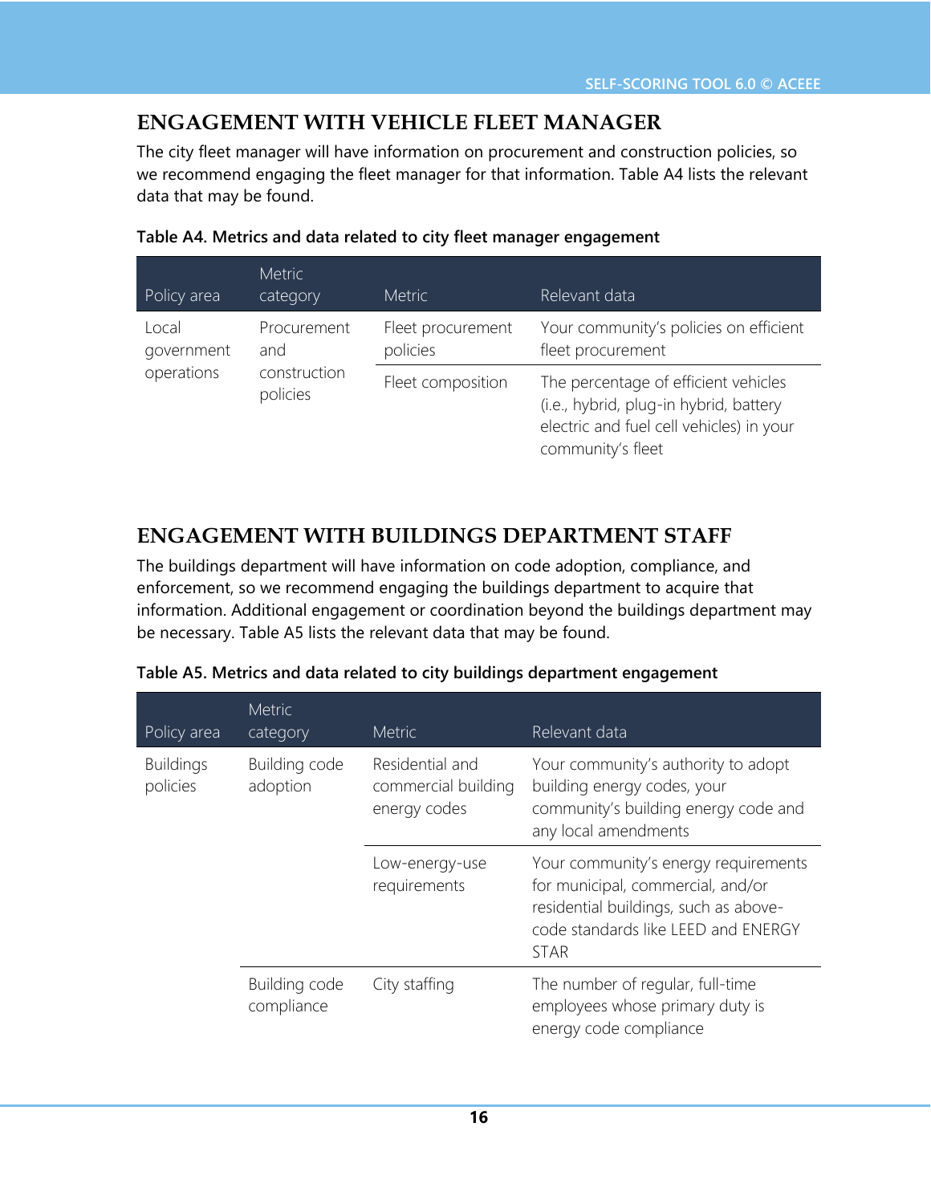## ENGAGEMENT WITH VEHICLE FLEET MANAGER

The city fleet manager will have information on procurement and construction policies, so we recommend engaging the fleet manager for that information. Table A4 lists the relevant data that may be found.

**Table A4. Metrics and data related to city fleet manager engagement**

| Policy area | Metric category | Metric | Relevant data |
|---|---|---|---|
| Local government operations | Procurement and construction policies | Fleet procurement policies | Your community's policies on efficient fleet procurement |
| | | Fleet composition | The percentage of efficient vehicles (i.e., hybrid, plug-in hybrid, battery electric and fuel cell vehicles) in your community's fleet |

## ENGAGEMENT WITH BUILDINGS DEPARTMENT STAFF

The buildings department will have information on code adoption, compliance, and enforcement, so we recommend engaging the buildings department to acquire that information. Additional engagement or coordination beyond the buildings department may be necessary. Table A5 lists the relevant data that may be found.

**Table A5. Metrics and data related to city buildings department engagement**

| Policy area | Metric category | Metric | Relevant data |
|---|---|---|---|
| Buildings policies | Building code adoption | Residential and commercial building energy codes | Your community's authority to adopt building energy codes, your community's building energy code and any local amendments |
| | | Low-energy-use requirements | Your community's energy requirements for municipal, commercial, and/or residential buildings, such as above-code standards like LEED and ENERGY STAR |
| | Building code compliance | City staffing | The number of regular, full-time employees whose primary duty is energy code compliance |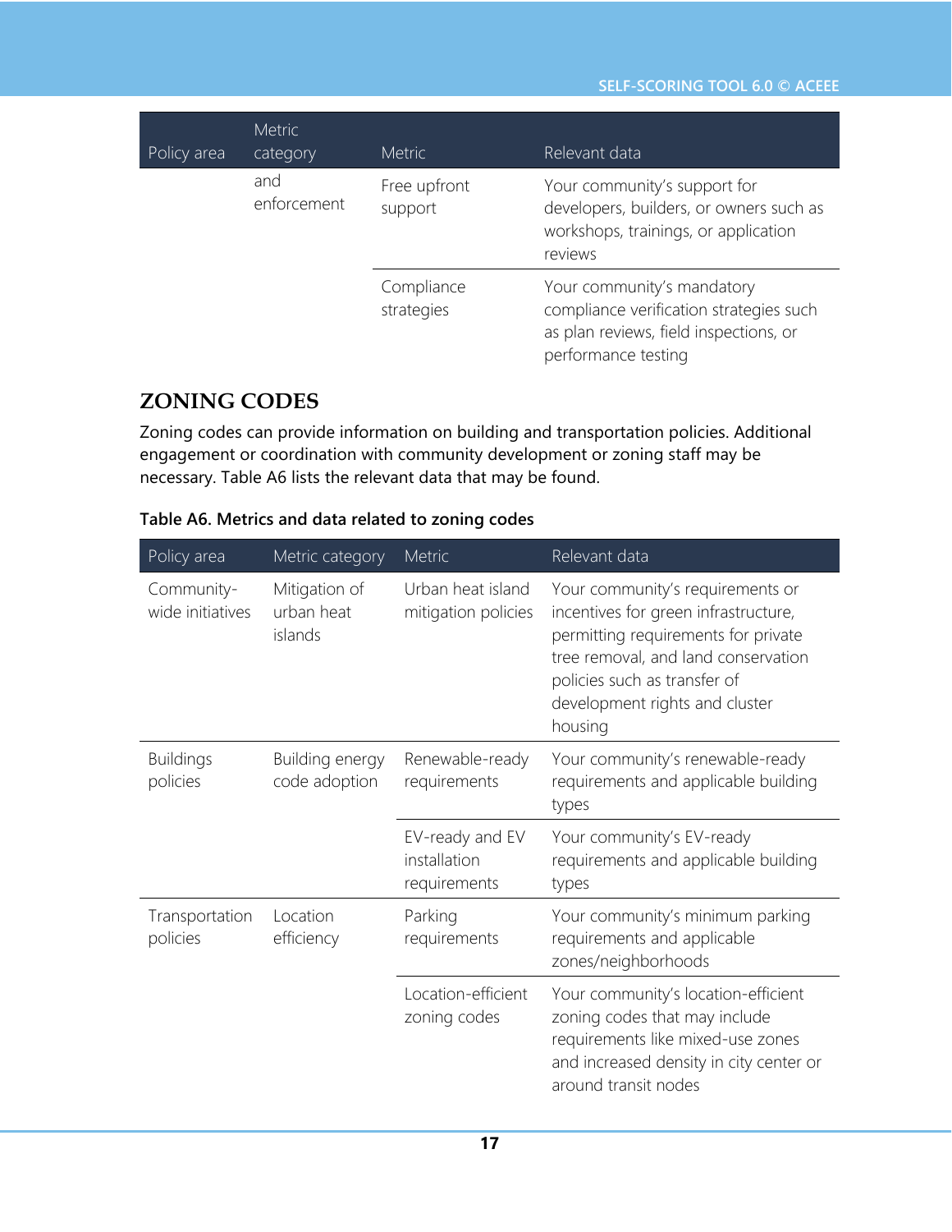| Policy area | Metric category | Metric | Relevant data |
|---|---|---|---|
| | and enforcement | Free upfront support | Your community's support for developers, builders, or owners such as workshops, trainings, or application reviews |
| | | Compliance strategies | Your community's mandatory compliance verification strategies such as plan reviews, field inspections, or performance testing |

## ZONING CODES

Zoning codes can provide information on building and transportation policies. Additional engagement or coordination with community development or zoning staff may be necessary. Table A6 lists the relevant data that may be found.

**Table A6. Metrics and data related to zoning codes**

| Policy area | Metric category | Metric | Relevant data |
|---|---|---|---|
| Community-wide initiatives | Mitigation of urban heat islands | Urban heat island mitigation policies | Your community's requirements or incentives for green infrastructure, permitting requirements for private tree removal, and land conservation policies such as transfer of development rights and cluster housing |
| Buildings policies | Building energy code adoption | Renewable-ready requirements | Your community's renewable-ready requirements and applicable building types |
| | | EV-ready and EV installation requirements | Your community's EV-ready requirements and applicable building types |
| Transportation policies | Location efficiency | Parking requirements | Your community's minimum parking requirements and applicable zones/neighborhoods |
| | | Location-efficient zoning codes | Your community's location-efficient zoning codes that may include requirements like mixed-use zones and increased density in city center or around transit nodes |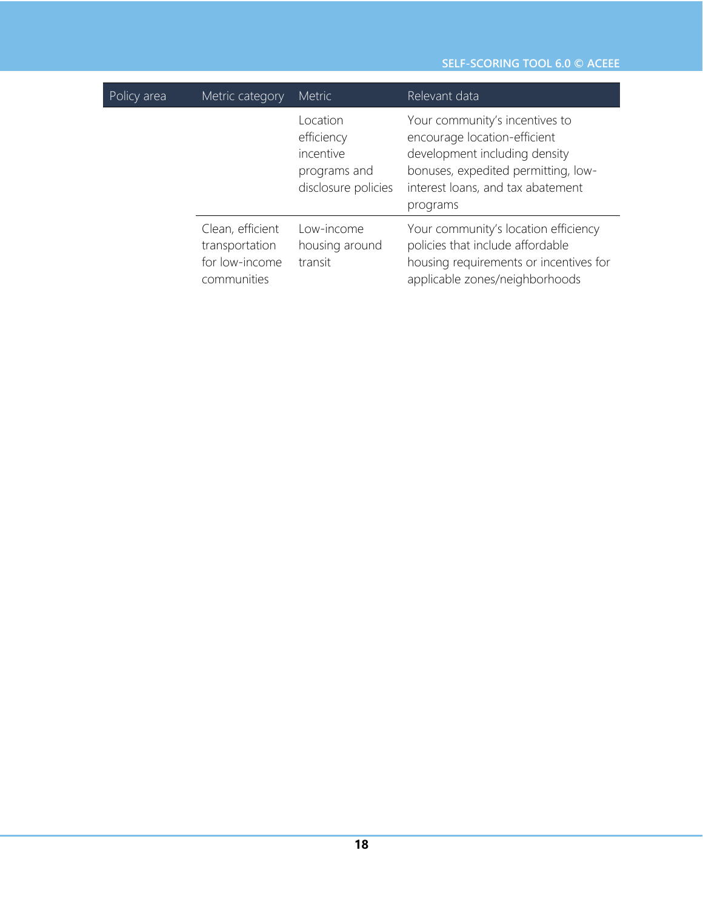| Policy area | Metric category | Metric | Relevant data |
| --- | --- | --- | --- |
| | | Location efficiency incentive programs and disclosure policies | Your community's incentives to encourage location-efficient development including density bonuses, expedited permitting, low-interest loans, and tax abatement programs |
| | Clean, efficient transportation for low-income communities | Low-income housing around transit | Your community's location efficiency policies that include affordable housing requirements or incentives for applicable zones/neighborhoods |